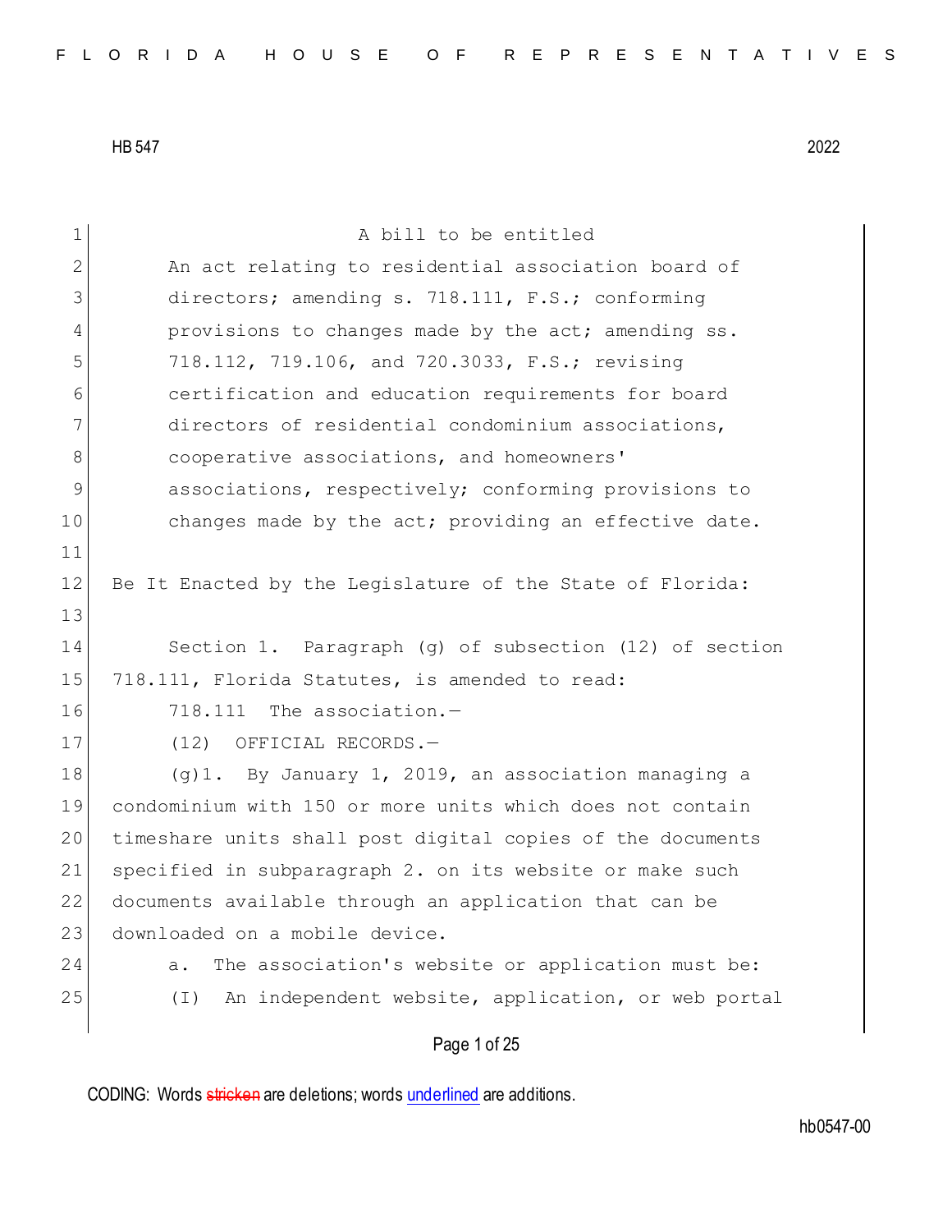HB 547 2022

A bill to be entitled

An act relating to residential association board of directors; amending s. 718.111, F.S.; conforming provisions to changes made by the act; amending ss. 718.112, 719.106, and 720.3033, F.S.; revising certification and education requirements for board directors of residential condominium associations, cooperative associations, and homeowners' associations, respectively; conforming provisions to changes made by the act; providing an effective date.

Be It Enacted by the Legislature of the State of Florida:

Section 1. Paragraph (g) of subsection (12) of section 718.111, Florida Statutes, is amended to read:

718.111 The association.—

(12) OFFICIAL RECORDS.—

(g)1. By January 1, 2019, an association managing a condominium with 150 or more units which does not contain timeshare units shall post digital copies of the documents specified in subparagraph 2. on its website or make such documents available through an application that can be downloaded on a mobile device.

a. The association's website or application must be:

(I) An independent website, application, or web portal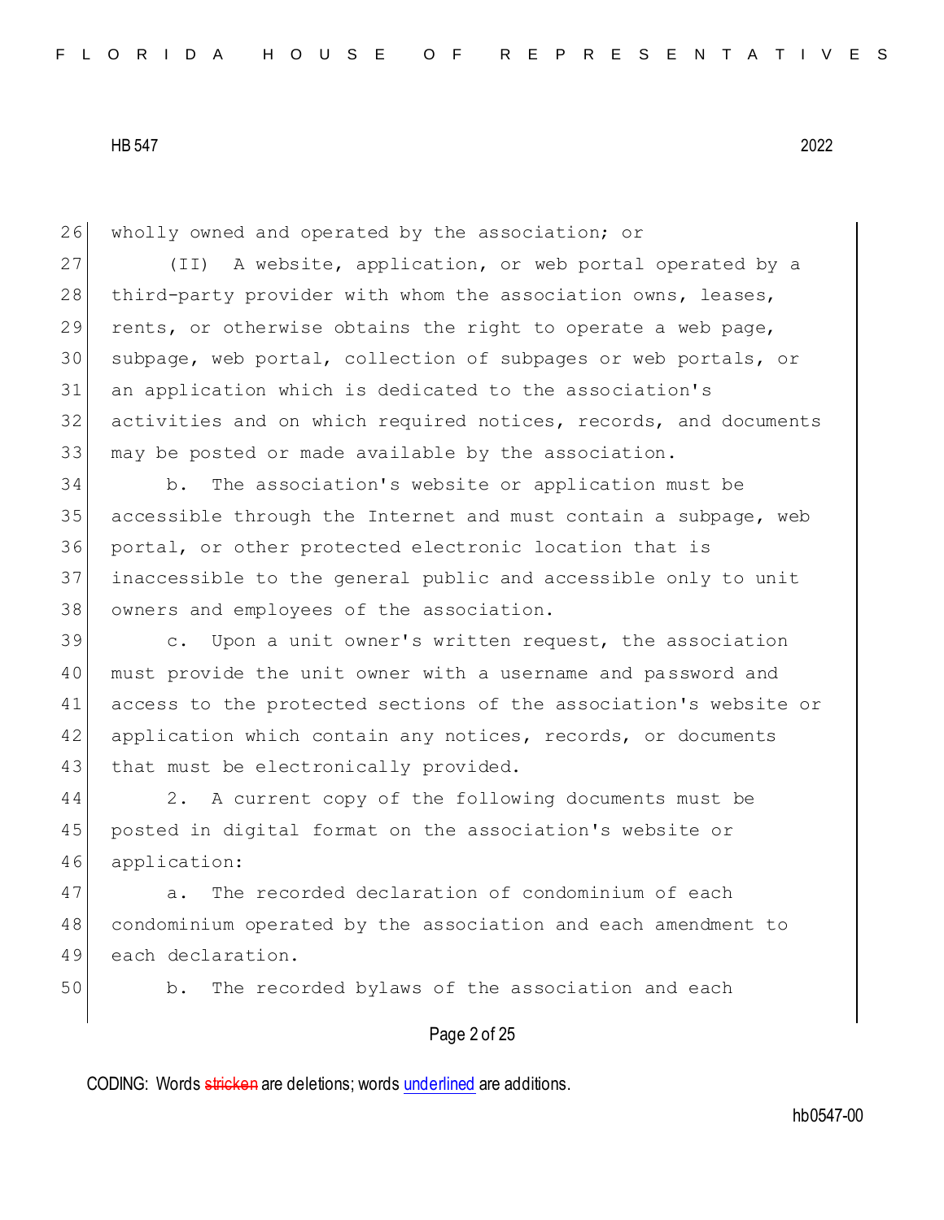wholly owned and operated by the association; or

(II) A website, application, or web portal operated by a third-party provider with whom the association owns, leases, rents, or otherwise obtains the right to operate a web page, subpage, web portal, collection of subpages or web portals, or an application which is dedicated to the association's activities and on which required notices, records, and documents may be posted or made available by the association.

b. The association's website or application must be accessible through the Internet and must contain a subpage, web portal, or other protected electronic location that is inaccessible to the general public and accessible only to unit owners and employees of the association.

c. Upon a unit owner's written request, the association must provide the unit owner with a username and password and access to the protected sections of the association's website or application which contain any notices, records, or documents that must be electronically provided.

2. A current copy of the following documents must be posted in digital format on the association's website or application:

a. The recorded declaration of condominium of each condominium operated by the association and each amendment to each declaration.

b. The recorded bylaws of the association and each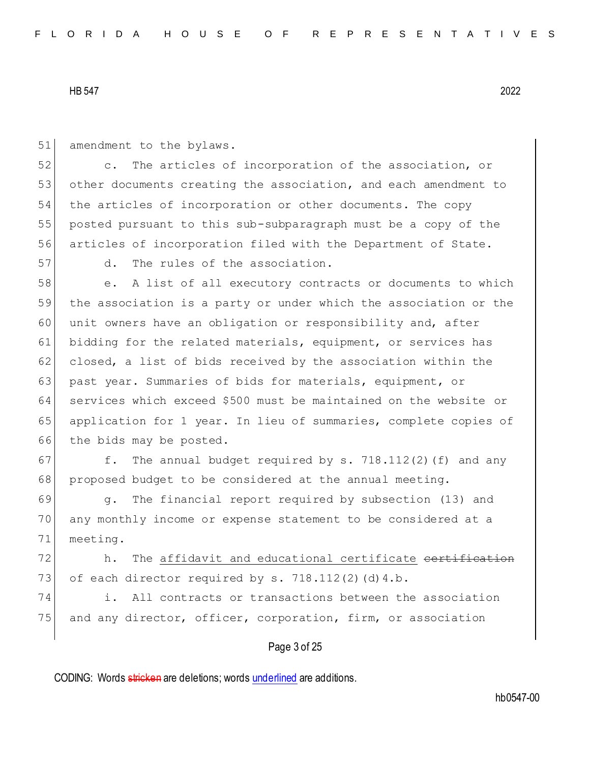amendment to the bylaws.

c. The articles of incorporation of the association, or other documents creating the association, and each amendment to the articles of incorporation or other documents. The copy posted pursuant to this sub-subparagraph must be a copy of the articles of incorporation filed with the Department of State.

d. The rules of the association.

e. A list of all executory contracts or documents to which the association is a party or under which the association or the unit owners have an obligation or responsibility and, after bidding for the related materials, equipment, or services has closed, a list of bids received by the association within the past year. Summaries of bids for materials, equipment, or services which exceed $500 must be maintained on the website or application for 1 year. In lieu of summaries, complete copies of the bids may be posted.

f. The annual budget required by s. 718.112(2)(f) and any proposed budget to be considered at the annual meeting.

g. The financial report required by subsection (13) and any monthly income or expense statement to be considered at a meeting.

h. The <u>affidavit and educational certificate</u> ~~certification~~ of each director required by s. 718.112(2)(d)4.b.

i. All contracts or transactions between the association and any director, officer, corporation, firm, or association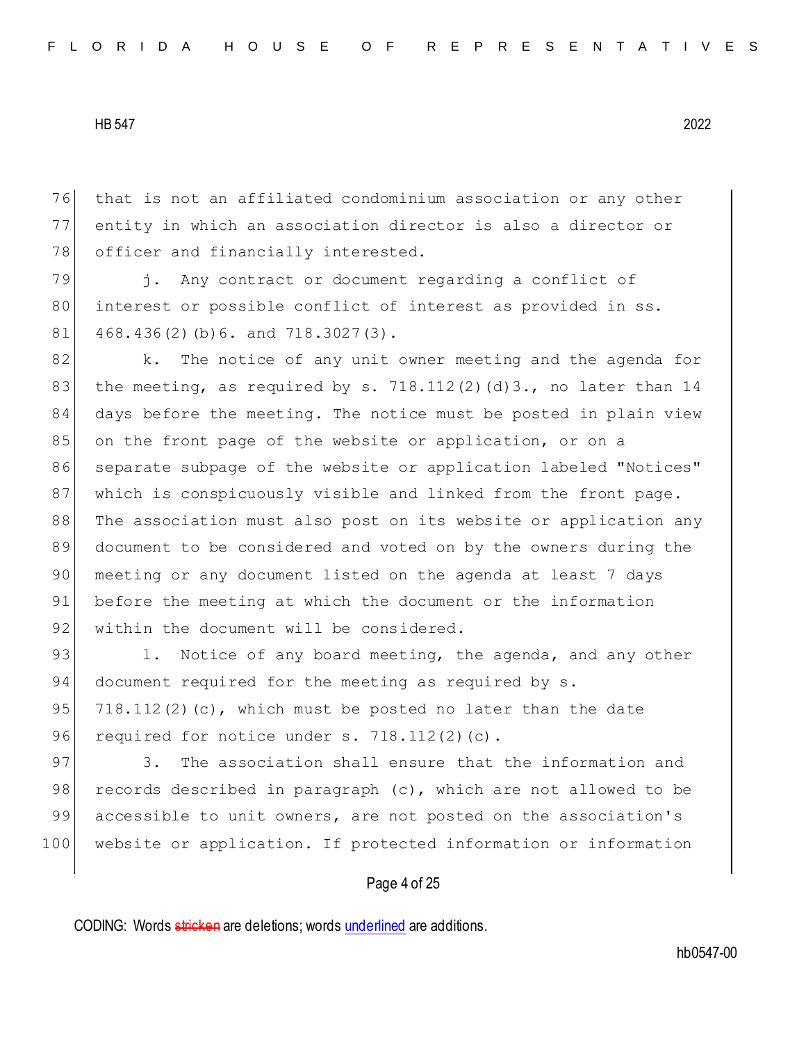that is not an affiliated condominium association or any other entity in which an association director is also a director or officer and financially interested.

j. Any contract or document regarding a conflict of interest or possible conflict of interest as provided in ss. 468.436(2)(b)6. and 718.3027(3).

k. The notice of any unit owner meeting and the agenda for the meeting, as required by s. 718.112(2)(d)3., no later than 14 days before the meeting. The notice must be posted in plain view on the front page of the website or application, or on a separate subpage of the website or application labeled "Notices" which is conspicuously visible and linked from the front page. The association must also post on its website or application any document to be considered and voted on by the owners during the meeting or any document listed on the agenda at least 7 days before the meeting at which the document or the information within the document will be considered.

l. Notice of any board meeting, the agenda, and any other document required for the meeting as required by s. 718.112(2)(c), which must be posted no later than the date required for notice under s. 718.112(2)(c).

3. The association shall ensure that the information and records described in paragraph (c), which are not allowed to be accessible to unit owners, are not posted on the association's website or application. If protected information or information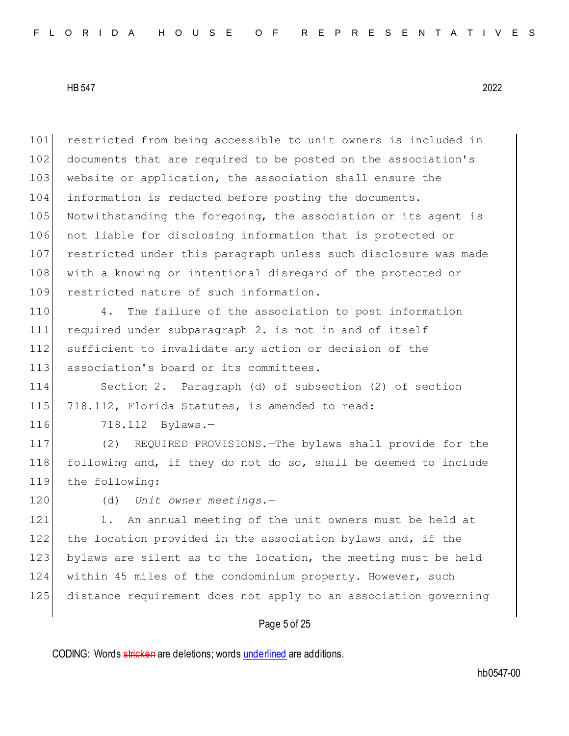restricted from being accessible to unit owners is included in documents that are required to be posted on the association's website or application, the association shall ensure the information is redacted before posting the documents. Notwithstanding the foregoing, the association or its agent is not liable for disclosing information that is protected or restricted under this paragraph unless such disclosure was made with a knowing or intentional disregard of the protected or restricted nature of such information.

4. The failure of the association to post information required under subparagraph 2. is not in and of itself sufficient to invalidate any action or decision of the association's board or its committees.

Section 2. Paragraph (d) of subsection (2) of section 718.112, Florida Statutes, is amended to read:

718.112 Bylaws.—

(2) REQUIRED PROVISIONS.—The bylaws shall provide for the following and, if they do not do so, shall be deemed to include the following:

(d) *Unit owner meetings.*—

1. An annual meeting of the unit owners must be held at the location provided in the association bylaws and, if the bylaws are silent as to the location, the meeting must be held within 45 miles of the condominium property. However, such distance requirement does not apply to an association governing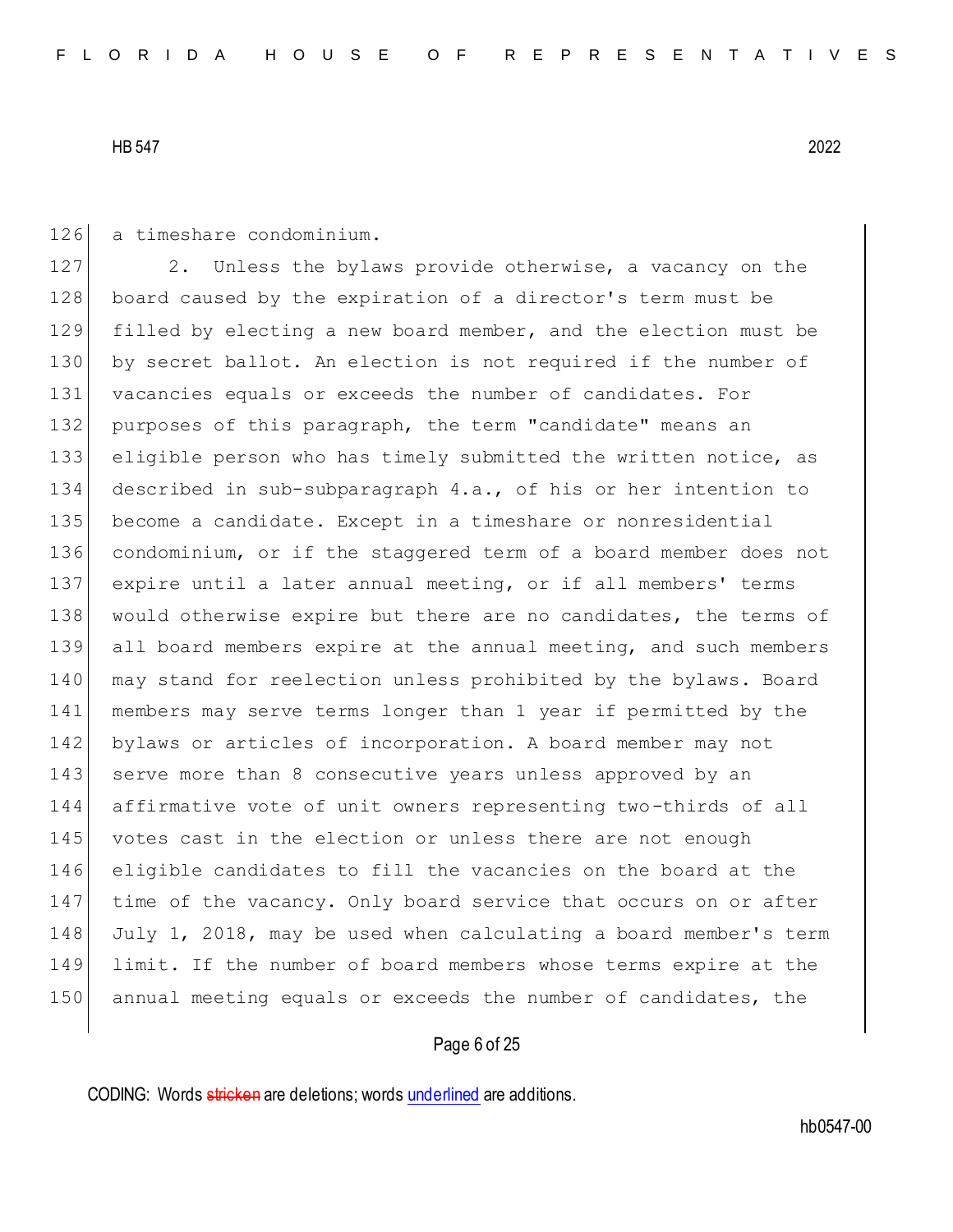a timeshare condominium.

2. Unless the bylaws provide otherwise, a vacancy on the board caused by the expiration of a director's term must be filled by electing a new board member, and the election must be by secret ballot. An election is not required if the number of vacancies equals or exceeds the number of candidates. For purposes of this paragraph, the term "candidate" means an eligible person who has timely submitted the written notice, as described in sub-subparagraph 4.a., of his or her intention to become a candidate. Except in a timeshare or nonresidential condominium, or if the staggered term of a board member does not expire until a later annual meeting, or if all members' terms would otherwise expire but there are no candidates, the terms of all board members expire at the annual meeting, and such members may stand for reelection unless prohibited by the bylaws. Board members may serve terms longer than 1 year if permitted by the bylaws or articles of incorporation. A board member may not serve more than 8 consecutive years unless approved by an affirmative vote of unit owners representing two-thirds of all votes cast in the election or unless there are not enough eligible candidates to fill the vacancies on the board at the time of the vacancy. Only board service that occurs on or after July 1, 2018, may be used when calculating a board member's term limit. If the number of board members whose terms expire at the annual meeting equals or exceeds the number of candidates, the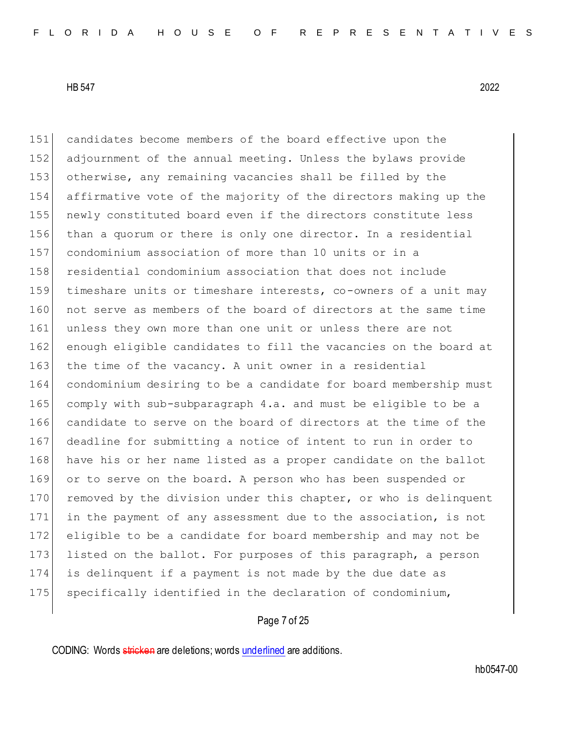candidates become members of the board effective upon the adjournment of the annual meeting. Unless the bylaws provide otherwise, any remaining vacancies shall be filled by the affirmative vote of the majority of the directors making up the newly constituted board even if the directors constitute less than a quorum or there is only one director. In a residential condominium association of more than 10 units or in a residential condominium association that does not include timeshare units or timeshare interests, co-owners of a unit may not serve as members of the board of directors at the same time unless they own more than one unit or unless there are not enough eligible candidates to fill the vacancies on the board at the time of the vacancy. A unit owner in a residential condominium desiring to be a candidate for board membership must comply with sub-subparagraph 4.a. and must be eligible to be a candidate to serve on the board of directors at the time of the deadline for submitting a notice of intent to run in order to have his or her name listed as a proper candidate on the ballot or to serve on the board. A person who has been suspended or removed by the division under this chapter, or who is delinquent in the payment of any assessment due to the association, is not eligible to be a candidate for board membership and may not be listed on the ballot. For purposes of this paragraph, a person is delinquent if a payment is not made by the due date as specifically identified in the declaration of condominium,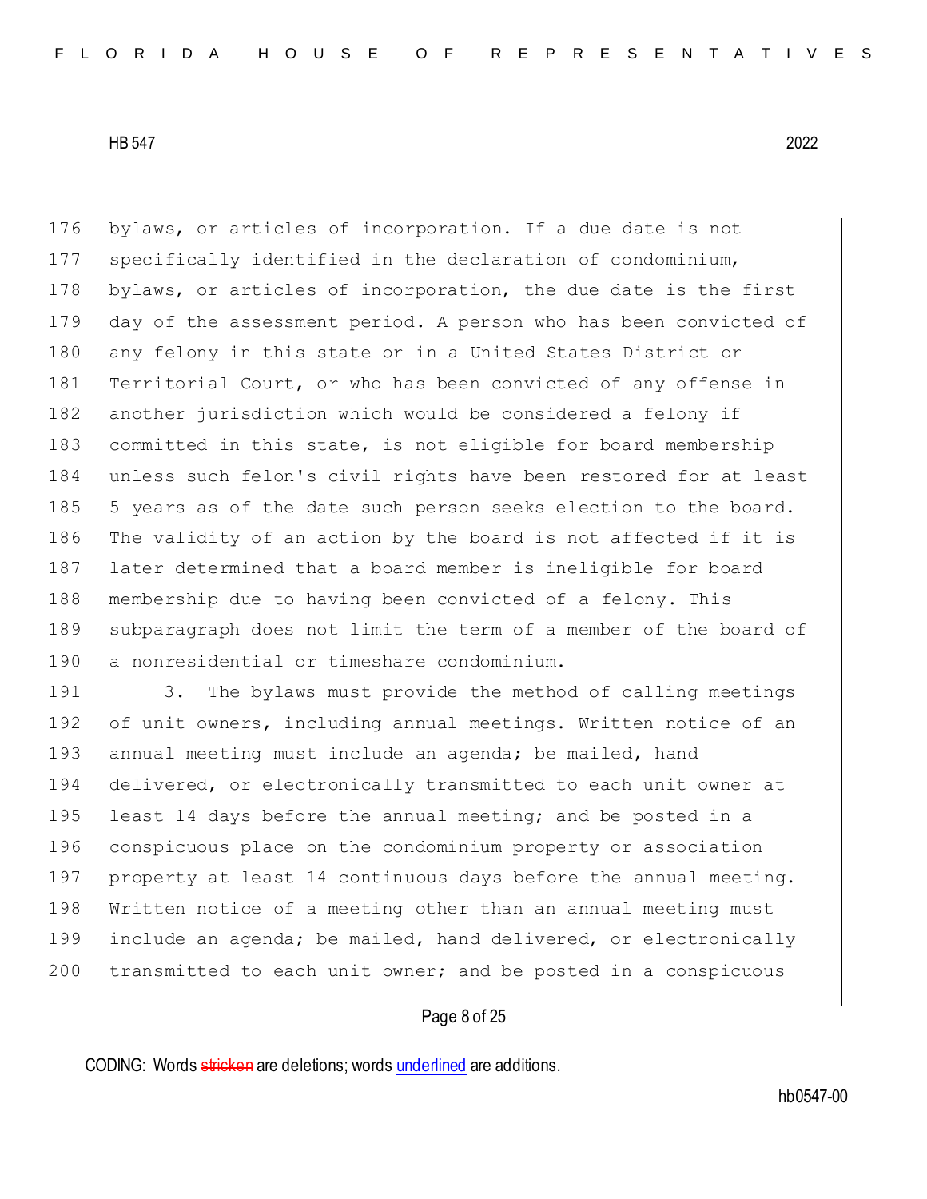176 bylaws, or articles of incorporation. If a due date is not
177 specifically identified in the declaration of condominium,
178 bylaws, or articles of incorporation, the due date is the first
179 day of the assessment period. A person who has been convicted of
180 any felony in this state or in a United States District or
181 Territorial Court, or who has been convicted of any offense in
182 another jurisdiction which would be considered a felony if
183 committed in this state, is not eligible for board membership
184 unless such felon's civil rights have been restored for at least
185 5 years as of the date such person seeks election to the board.
186 The validity of an action by the board is not affected if it is
187 later determined that a board member is ineligible for board
188 membership due to having been convicted of a felony. This
189 subparagraph does not limit the term of a member of the board of
190 a nonresidential or timeshare condominium.

191 3. The bylaws must provide the method of calling meetings
192 of unit owners, including annual meetings. Written notice of an
193 annual meeting must include an agenda; be mailed, hand
194 delivered, or electronically transmitted to each unit owner at
195 least 14 days before the annual meeting; and be posted in a
196 conspicuous place on the condominium property or association
197 property at least 14 continuous days before the annual meeting.
198 Written notice of a meeting other than an annual meeting must
199 include an agenda; be mailed, hand delivered, or electronically
200 transmitted to each unit owner; and be posted in a conspicuous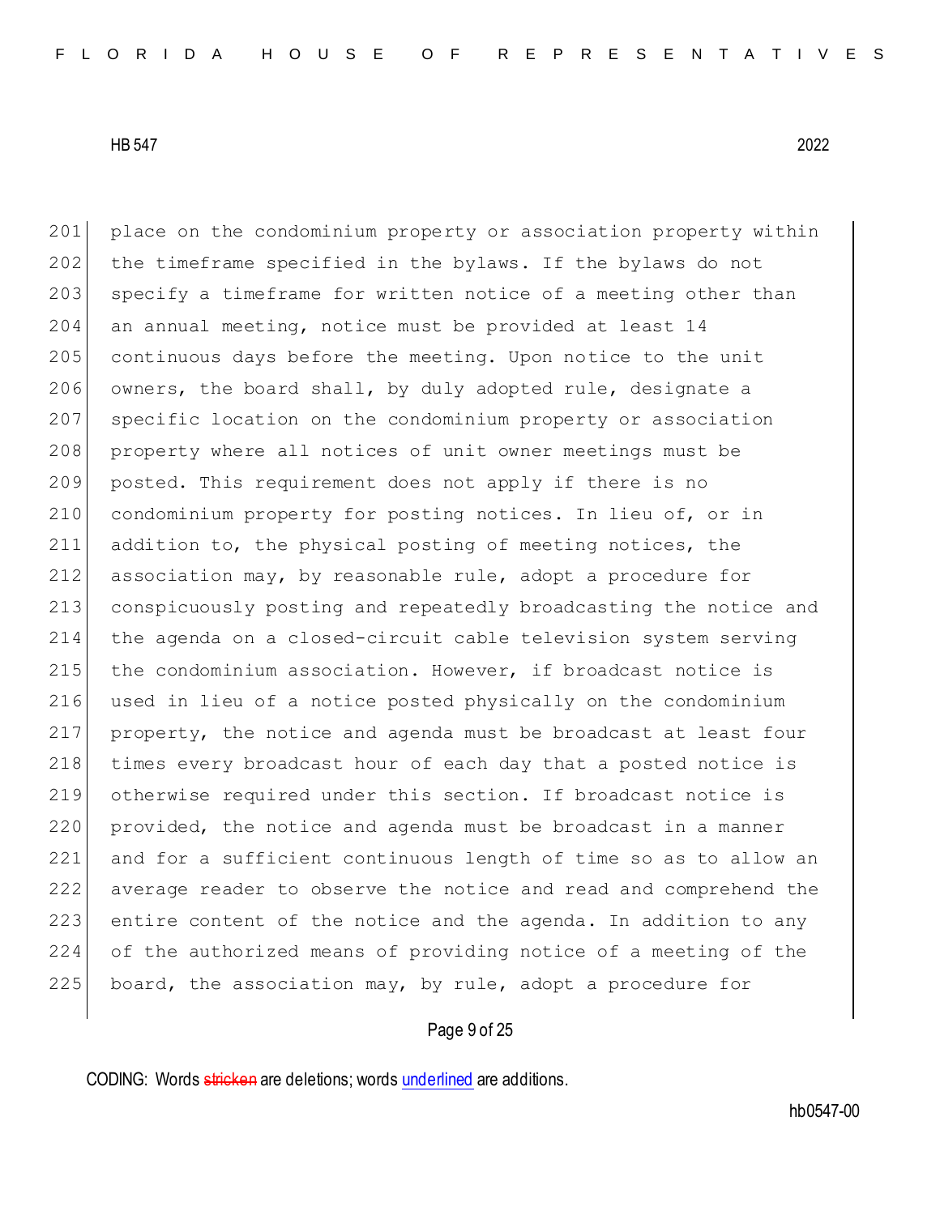place on the condominium property or association property within the timeframe specified in the bylaws. If the bylaws do not specify a timeframe for written notice of a meeting other than an annual meeting, notice must be provided at least 14 continuous days before the meeting. Upon notice to the unit owners, the board shall, by duly adopted rule, designate a specific location on the condominium property or association property where all notices of unit owner meetings must be posted. This requirement does not apply if there is no condominium property for posting notices. In lieu of, or in addition to, the physical posting of meeting notices, the association may, by reasonable rule, adopt a procedure for conspicuously posting and repeatedly broadcasting the notice and the agenda on a closed-circuit cable television system serving the condominium association. However, if broadcast notice is used in lieu of a notice posted physically on the condominium property, the notice and agenda must be broadcast at least four times every broadcast hour of each day that a posted notice is otherwise required under this section. If broadcast notice is provided, the notice and agenda must be broadcast in a manner and for a sufficient continuous length of time so as to allow an average reader to observe the notice and read and comprehend the entire content of the notice and the agenda. In addition to any of the authorized means of providing notice of a meeting of the board, the association may, by rule, adopt a procedure for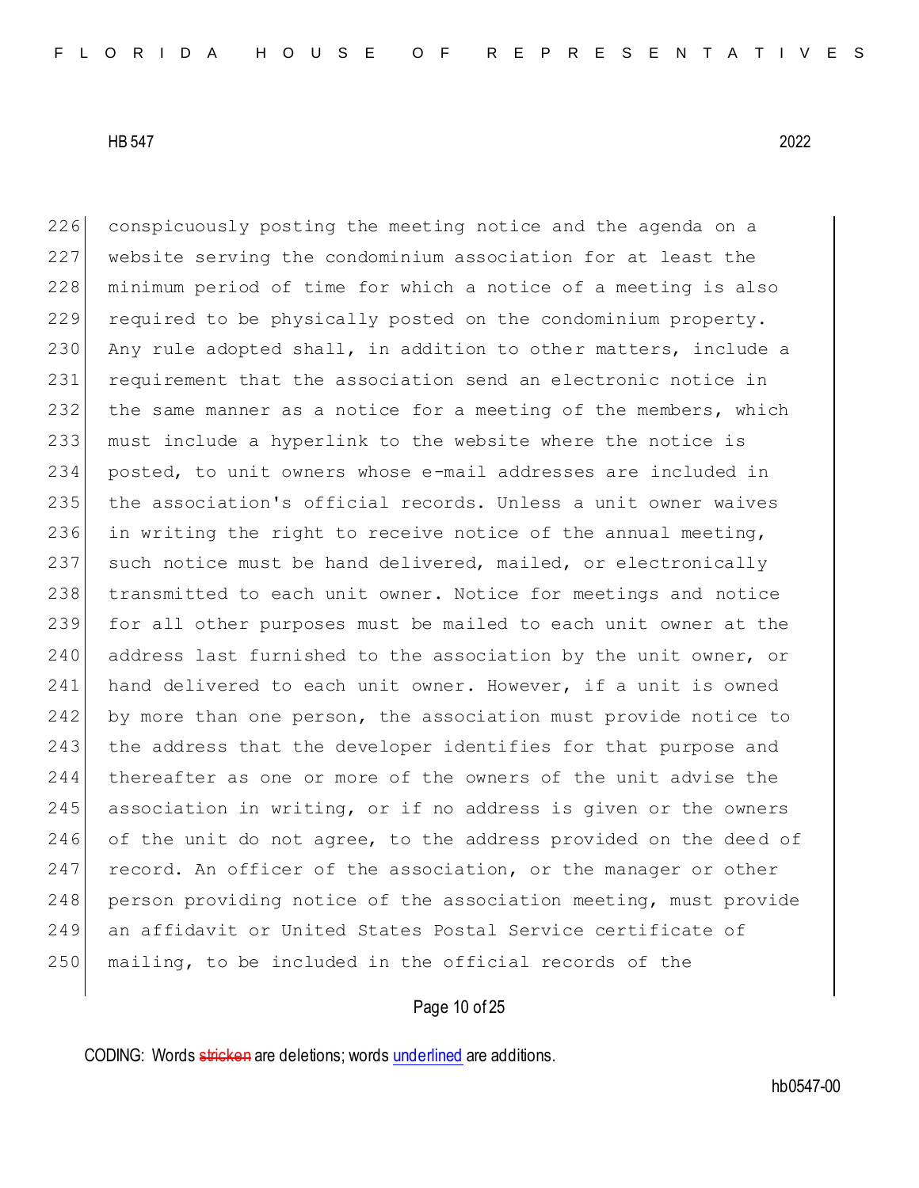conspicuously posting the meeting notice and the agenda on a website serving the condominium association for at least the minimum period of time for which a notice of a meeting is also required to be physically posted on the condominium property. Any rule adopted shall, in addition to other matters, include a requirement that the association send an electronic notice in the same manner as a notice for a meeting of the members, which must include a hyperlink to the website where the notice is posted, to unit owners whose e-mail addresses are included in the association's official records. Unless a unit owner waives in writing the right to receive notice of the annual meeting, such notice must be hand delivered, mailed, or electronically transmitted to each unit owner. Notice for meetings and notice for all other purposes must be mailed to each unit owner at the address last furnished to the association by the unit owner, or hand delivered to each unit owner. However, if a unit is owned by more than one person, the association must provide notice to the address that the developer identifies for that purpose and thereafter as one or more of the owners of the unit advise the association in writing, or if no address is given or the owners of the unit do not agree, to the address provided on the deed of record. An officer of the association, or the manager or other person providing notice of the association meeting, must provide an affidavit or United States Postal Service certificate of mailing, to be included in the official records of the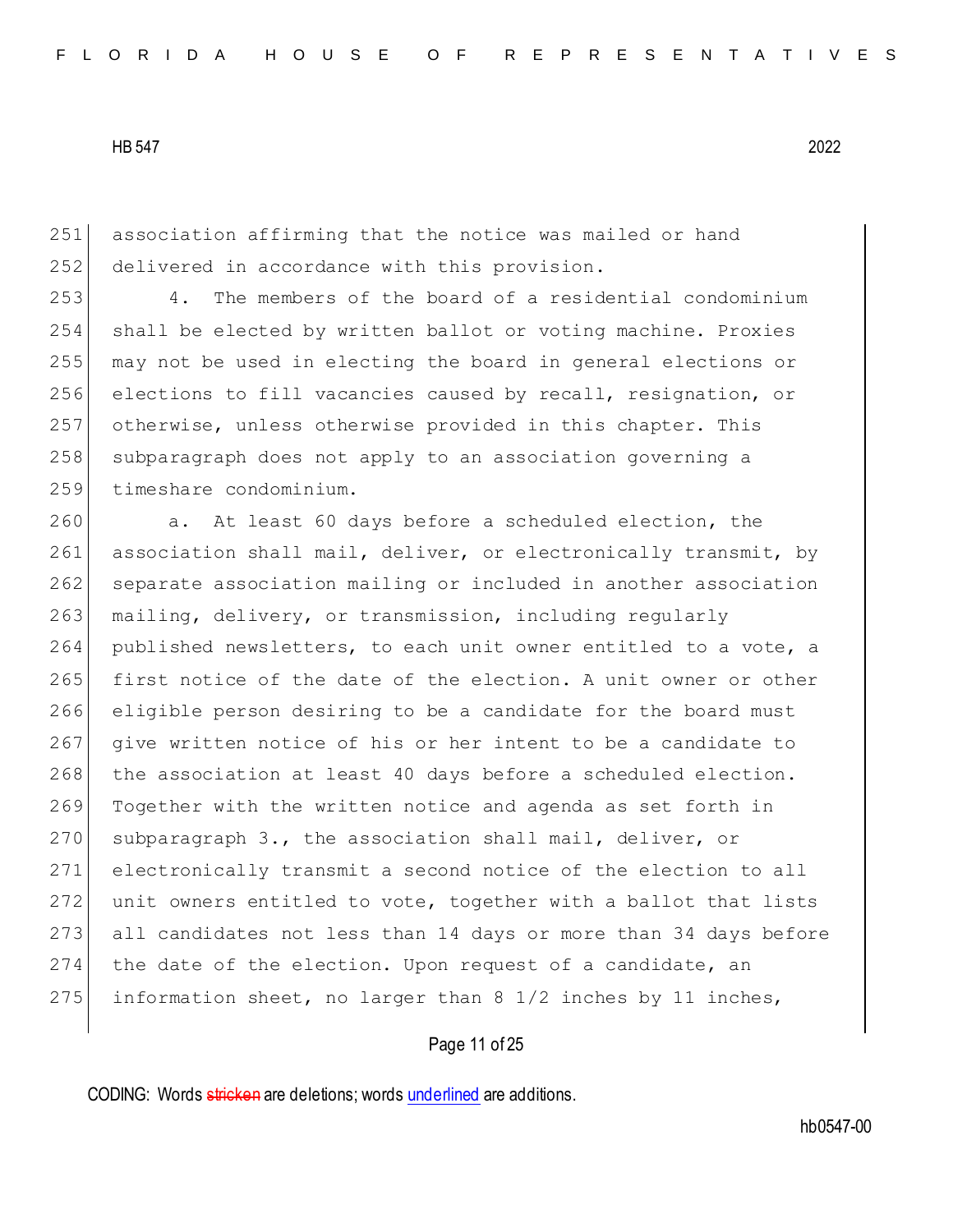association affirming that the notice was mailed or hand delivered in accordance with this provision.

4. The members of the board of a residential condominium shall be elected by written ballot or voting machine. Proxies may not be used in electing the board in general elections or elections to fill vacancies caused by recall, resignation, or otherwise, unless otherwise provided in this chapter. This subparagraph does not apply to an association governing a timeshare condominium.

a. At least 60 days before a scheduled election, the association shall mail, deliver, or electronically transmit, by separate association mailing or included in another association mailing, delivery, or transmission, including regularly published newsletters, to each unit owner entitled to a vote, a first notice of the date of the election. A unit owner or other eligible person desiring to be a candidate for the board must give written notice of his or her intent to be a candidate to the association at least 40 days before a scheduled election. Together with the written notice and agenda as set forth in subparagraph 3., the association shall mail, deliver, or electronically transmit a second notice of the election to all unit owners entitled to vote, together with a ballot that lists all candidates not less than 14 days or more than 34 days before the date of the election. Upon request of a candidate, an information sheet, no larger than 8 1/2 inches by 11 inches,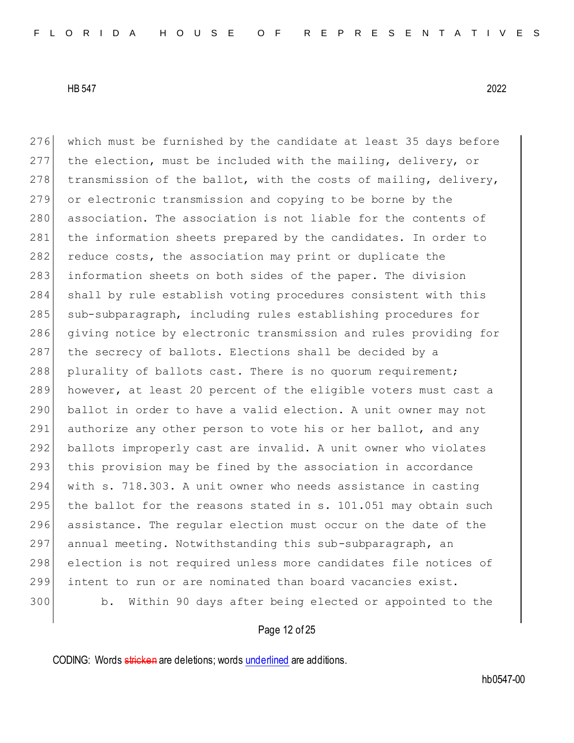which must be furnished by the candidate at least 35 days before the election, must be included with the mailing, delivery, or transmission of the ballot, with the costs of mailing, delivery, or electronic transmission and copying to be borne by the association. The association is not liable for the contents of the information sheets prepared by the candidates. In order to reduce costs, the association may print or duplicate the information sheets on both sides of the paper. The division shall by rule establish voting procedures consistent with this sub-subparagraph, including rules establishing procedures for giving notice by electronic transmission and rules providing for the secrecy of ballots. Elections shall be decided by a plurality of ballots cast. There is no quorum requirement; however, at least 20 percent of the eligible voters must cast a ballot in order to have a valid election. A unit owner may not authorize any other person to vote his or her ballot, and any ballots improperly cast are invalid. A unit owner who violates this provision may be fined by the association in accordance with s. 718.303. A unit owner who needs assistance in casting the ballot for the reasons stated in s. 101.051 may obtain such assistance. The regular election must occur on the date of the annual meeting. Notwithstanding this sub-subparagraph, an election is not required unless more candidates file notices of intent to run or are nominated than board vacancies exist.

b. Within 90 days after being elected or appointed to the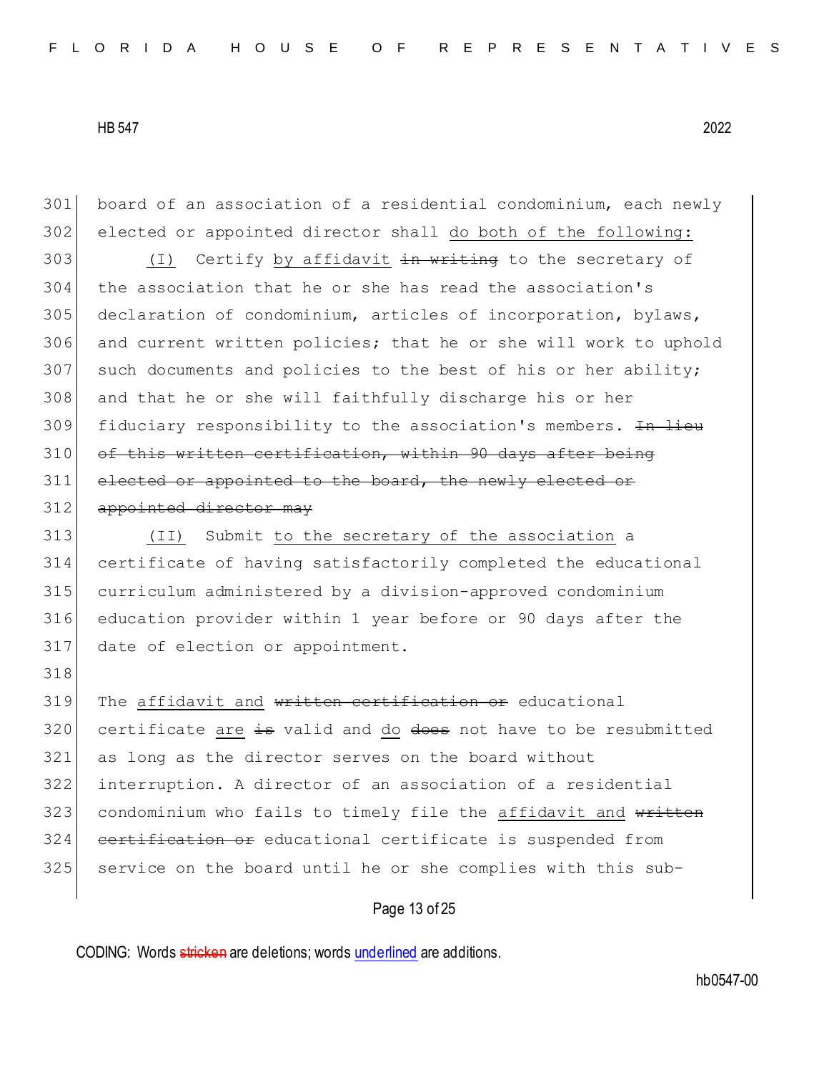board of an association of a residential condominium, each newly elected or appointed director shall <u>do both of the following:</u>

<u>(I)</u> Certify <u>by affidavit</u> ~~in writing~~ to the secretary of the association that he or she has read the association's declaration of condominium, articles of incorporation, bylaws, and current written policies; that he or she will work to uphold such documents and policies to the best of his or her ability; and that he or she will faithfully discharge his or her fiduciary responsibility to the association's members. ~~In lieu of this written certification, within 90 days after being elected or appointed to the board, the newly elected or appointed director may~~

<u>(II)</u> Submit <u>to the secretary of the association</u> a certificate of having satisfactorily completed the educational curriculum administered by a division-approved condominium education provider within 1 year before or 90 days after the date of election or appointment.

The <u>affidavit and</u> ~~written certification or~~ educational certificate <u>are</u> ~~is~~ valid and <u>do</u> ~~does~~ not have to be resubmitted as long as the director serves on the board without interruption. A director of an association of a residential condominium who fails to timely file the <u>affidavit and</u> ~~written certification or~~ educational certificate is suspended from service on the board until he or she complies with this sub-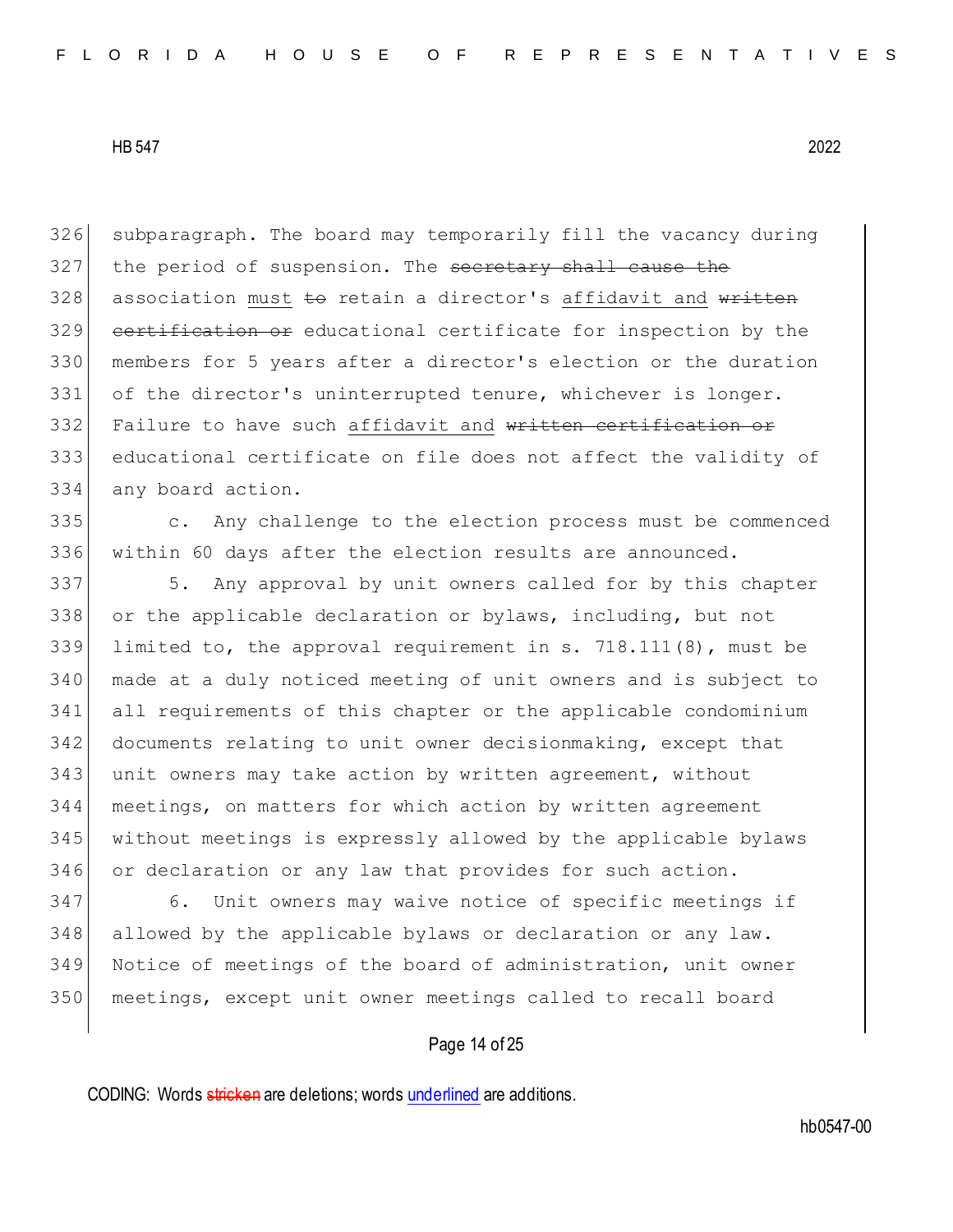326 subparagraph. The board may temporarily fill the vacancy during
327 the period of suspension. The ~~secretary shall cause the~~
328 association <u>must</u> ~~to~~ retain a director's <u>affidavit and</u> ~~written~~
329 ~~certification or~~ educational certificate for inspection by the
330 members for 5 years after a director's election or the duration
331 of the director's uninterrupted tenure, whichever is longer.
332 Failure to have such <u>affidavit and</u> ~~written certification or~~
333 educational certificate on file does not affect the validity of
334 any board action.

335 c. Any challenge to the election process must be commenced
336 within 60 days after the election results are announced.

337 5. Any approval by unit owners called for by this chapter
338 or the applicable declaration or bylaws, including, but not
339 limited to, the approval requirement in s. 718.111(8), must be
340 made at a duly noticed meeting of unit owners and is subject to
341 all requirements of this chapter or the applicable condominium
342 documents relating to unit owner decisionmaking, except that
343 unit owners may take action by written agreement, without
344 meetings, on matters for which action by written agreement
345 without meetings is expressly allowed by the applicable bylaws
346 or declaration or any law that provides for such action.

347 6. Unit owners may waive notice of specific meetings if
348 allowed by the applicable bylaws or declaration or any law.
349 Notice of meetings of the board of administration, unit owner
350 meetings, except unit owner meetings called to recall board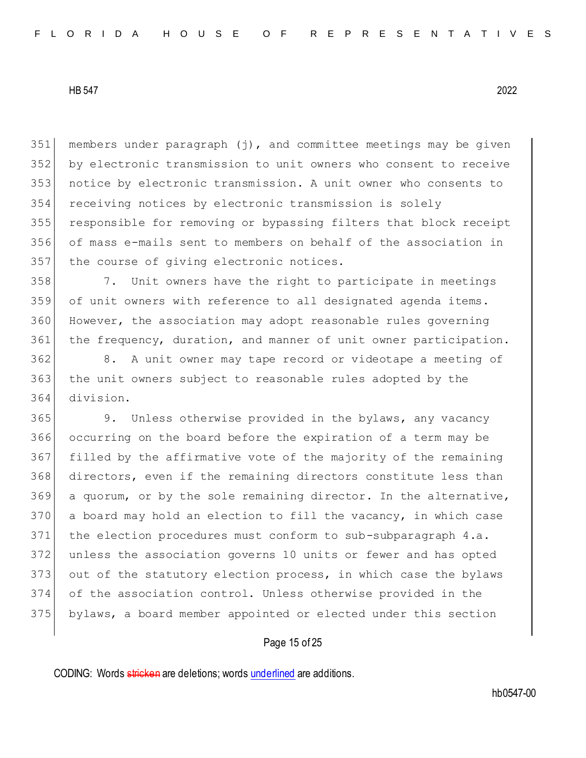members under paragraph (j), and committee meetings may be given by electronic transmission to unit owners who consent to receive notice by electronic transmission. A unit owner who consents to receiving notices by electronic transmission is solely responsible for removing or bypassing filters that block receipt of mass e-mails sent to members on behalf of the association in the course of giving electronic notices.

7. Unit owners have the right to participate in meetings of unit owners with reference to all designated agenda items. However, the association may adopt reasonable rules governing the frequency, duration, and manner of unit owner participation.

8. A unit owner may tape record or videotape a meeting of the unit owners subject to reasonable rules adopted by the division.

9. Unless otherwise provided in the bylaws, any vacancy occurring on the board before the expiration of a term may be filled by the affirmative vote of the majority of the remaining directors, even if the remaining directors constitute less than a quorum, or by the sole remaining director. In the alternative, a board may hold an election to fill the vacancy, in which case the election procedures must conform to sub-subparagraph 4.a. unless the association governs 10 units or fewer and has opted out of the statutory election process, in which case the bylaws of the association control. Unless otherwise provided in the bylaws, a board member appointed or elected under this section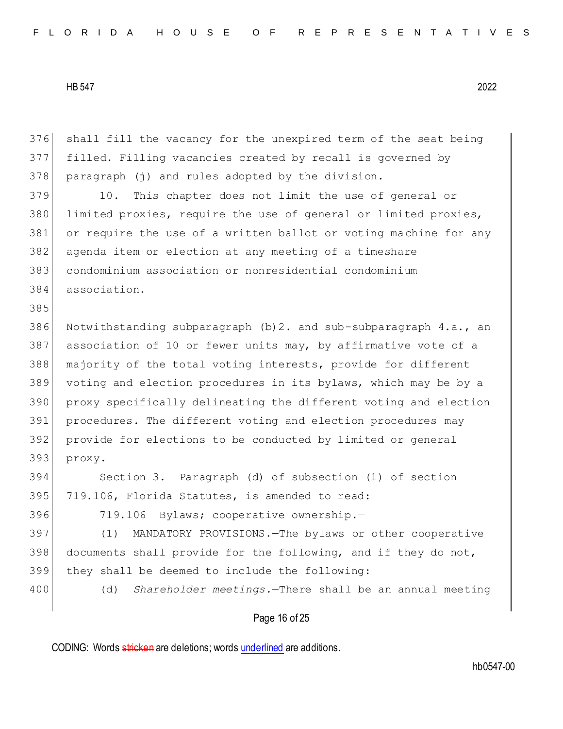shall fill the vacancy for the unexpired term of the seat being filled. Filling vacancies created by recall is governed by paragraph (j) and rules adopted by the division.

10. This chapter does not limit the use of general or limited proxies, require the use of general or limited proxies, or require the use of a written ballot or voting machine for any agenda item or election at any meeting of a timeshare condominium association or nonresidential condominium association.

Notwithstanding subparagraph (b)2. and sub-subparagraph 4.a., an association of 10 or fewer units may, by affirmative vote of a majority of the total voting interests, provide for different voting and election procedures in its bylaws, which may be by a proxy specifically delineating the different voting and election procedures. The different voting and election procedures may provide for elections to be conducted by limited or general proxy.

Section 3. Paragraph (d) of subsection (1) of section 719.106, Florida Statutes, is amended to read:

719.106 Bylaws; cooperative ownership.—

(1) MANDATORY PROVISIONS.—The bylaws or other cooperative documents shall provide for the following, and if they do not, they shall be deemed to include the following:

(d) *Shareholder meetings.*—There shall be an annual meeting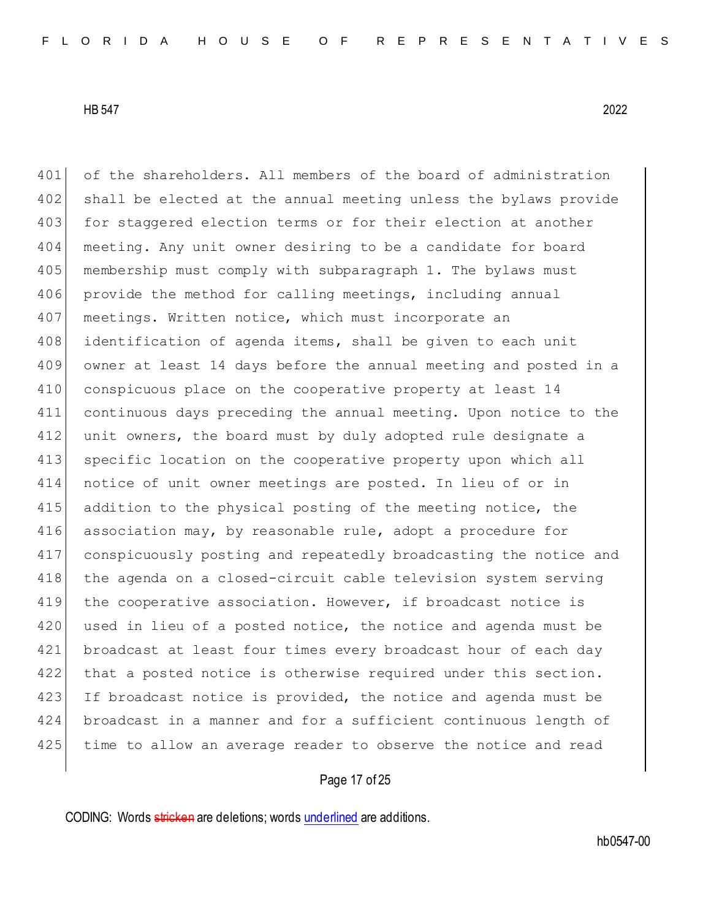of the shareholders. All members of the board of administration shall be elected at the annual meeting unless the bylaws provide for staggered election terms or for their election at another meeting. Any unit owner desiring to be a candidate for board membership must comply with subparagraph 1. The bylaws must provide the method for calling meetings, including annual meetings. Written notice, which must incorporate an identification of agenda items, shall be given to each unit owner at least 14 days before the annual meeting and posted in a conspicuous place on the cooperative property at least 14 continuous days preceding the annual meeting. Upon notice to the unit owners, the board must by duly adopted rule designate a specific location on the cooperative property upon which all notice of unit owner meetings are posted. In lieu of or in addition to the physical posting of the meeting notice, the association may, by reasonable rule, adopt a procedure for conspicuously posting and repeatedly broadcasting the notice and the agenda on a closed-circuit cable television system serving the cooperative association. However, if broadcast notice is used in lieu of a posted notice, the notice and agenda must be broadcast at least four times every broadcast hour of each day that a posted notice is otherwise required under this section. If broadcast notice is provided, the notice and agenda must be broadcast in a manner and for a sufficient continuous length of time to allow an average reader to observe the notice and read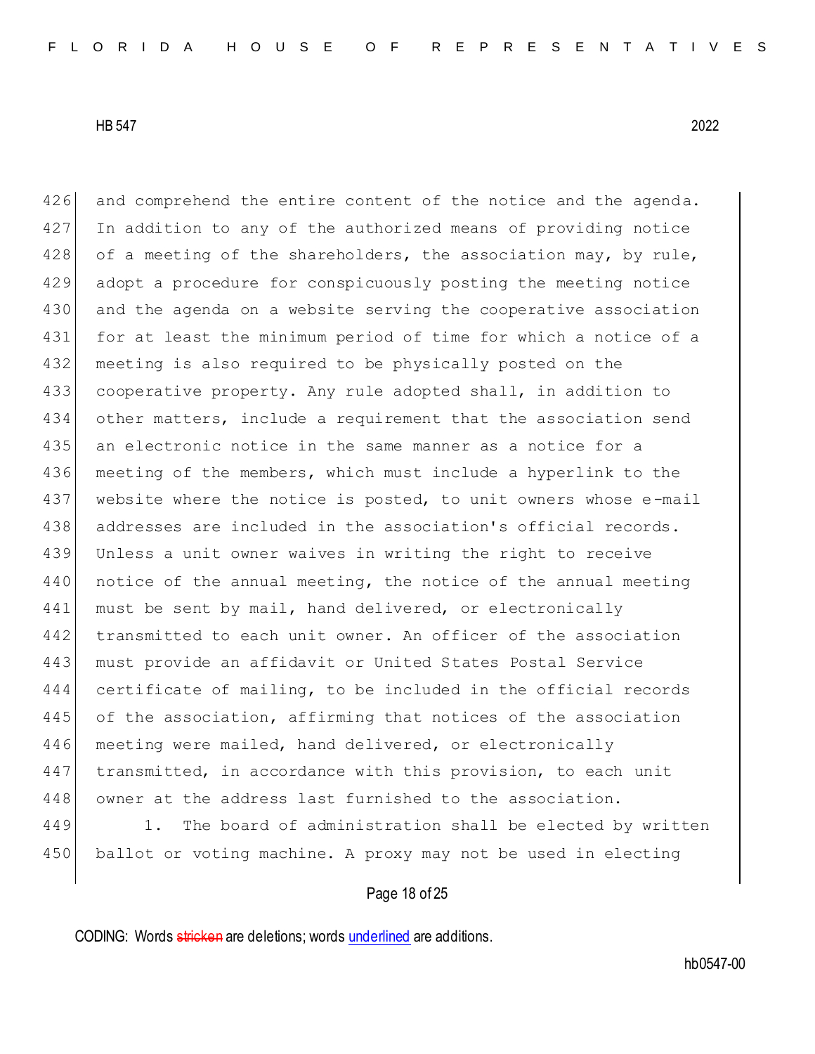and comprehend the entire content of the notice and the agenda. In addition to any of the authorized means of providing notice of a meeting of the shareholders, the association may, by rule, adopt a procedure for conspicuously posting the meeting notice and the agenda on a website serving the cooperative association for at least the minimum period of time for which a notice of a meeting is also required to be physically posted on the cooperative property. Any rule adopted shall, in addition to other matters, include a requirement that the association send an electronic notice in the same manner as a notice for a meeting of the members, which must include a hyperlink to the website where the notice is posted, to unit owners whose e-mail addresses are included in the association's official records. Unless a unit owner waives in writing the right to receive notice of the annual meeting, the notice of the annual meeting must be sent by mail, hand delivered, or electronically transmitted to each unit owner. An officer of the association must provide an affidavit or United States Postal Service certificate of mailing, to be included in the official records of the association, affirming that notices of the association meeting were mailed, hand delivered, or electronically transmitted, in accordance with this provision, to each unit owner at the address last furnished to the association.

1. The board of administration shall be elected by written ballot or voting machine. A proxy may not be used in electing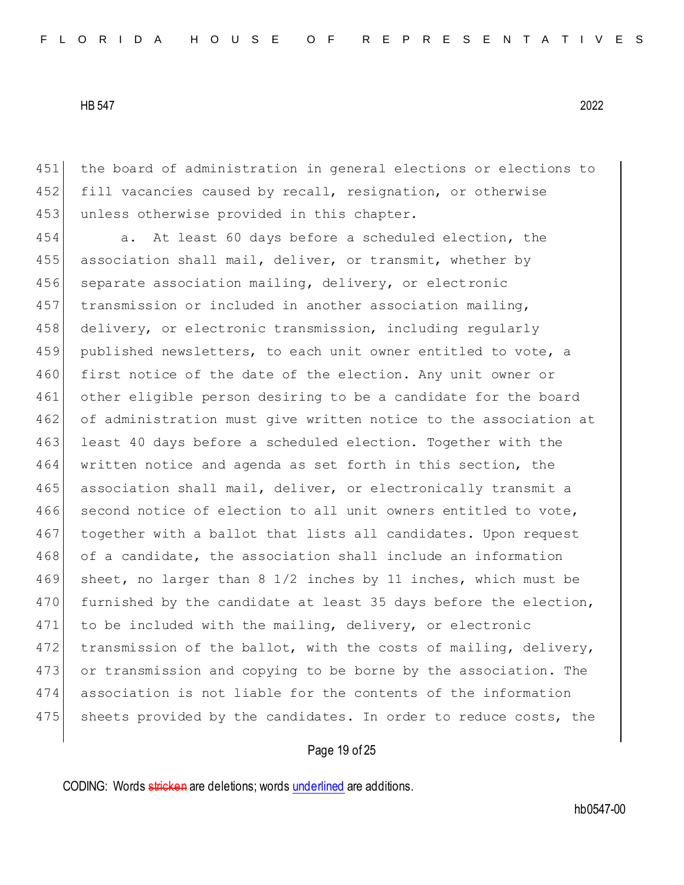the board of administration in general elections or elections to fill vacancies caused by recall, resignation, or otherwise unless otherwise provided in this chapter.

a. At least 60 days before a scheduled election, the association shall mail, deliver, or transmit, whether by separate association mailing, delivery, or electronic transmission or included in another association mailing, delivery, or electronic transmission, including regularly published newsletters, to each unit owner entitled to vote, a first notice of the date of the election. Any unit owner or other eligible person desiring to be a candidate for the board of administration must give written notice to the association at least 40 days before a scheduled election. Together with the written notice and agenda as set forth in this section, the association shall mail, deliver, or electronically transmit a second notice of election to all unit owners entitled to vote, together with a ballot that lists all candidates. Upon request of a candidate, the association shall include an information sheet, no larger than 8 1/2 inches by 11 inches, which must be furnished by the candidate at least 35 days before the election, to be included with the mailing, delivery, or electronic transmission of the ballot, with the costs of mailing, delivery, or transmission and copying to be borne by the association. The association is not liable for the contents of the information sheets provided by the candidates. In order to reduce costs, the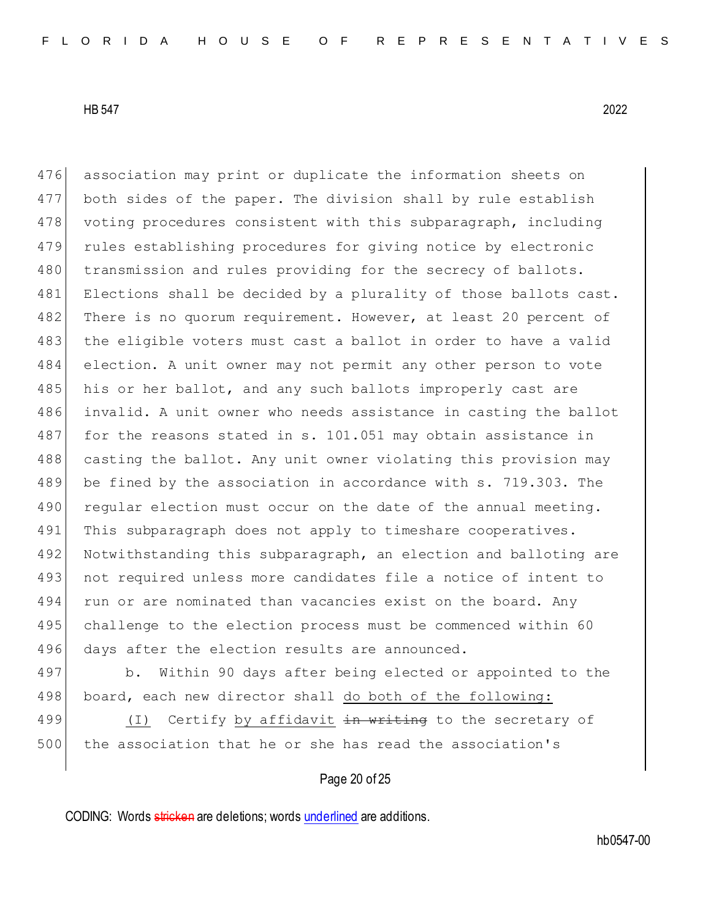association may print or duplicate the information sheets on both sides of the paper. The division shall by rule establish voting procedures consistent with this subparagraph, including rules establishing procedures for giving notice by electronic transmission and rules providing for the secrecy of ballots. Elections shall be decided by a plurality of those ballots cast. There is no quorum requirement. However, at least 20 percent of the eligible voters must cast a ballot in order to have a valid election. A unit owner may not permit any other person to vote his or her ballot, and any such ballots improperly cast are invalid. A unit owner who needs assistance in casting the ballot for the reasons stated in s. 101.051 may obtain assistance in casting the ballot. Any unit owner violating this provision may be fined by the association in accordance with s. 719.303. The regular election must occur on the date of the annual meeting. This subparagraph does not apply to timeshare cooperatives. Notwithstanding this subparagraph, an election and balloting are not required unless more candidates file a notice of intent to run or are nominated than vacancies exist on the board. Any challenge to the election process must be commenced within 60 days after the election results are announced.

b. Within 90 days after being elected or appointed to the board, each new director shall do both of the following:

(I) Certify by affidavit ~~in writing~~ to the secretary of the association that he or she has read the association's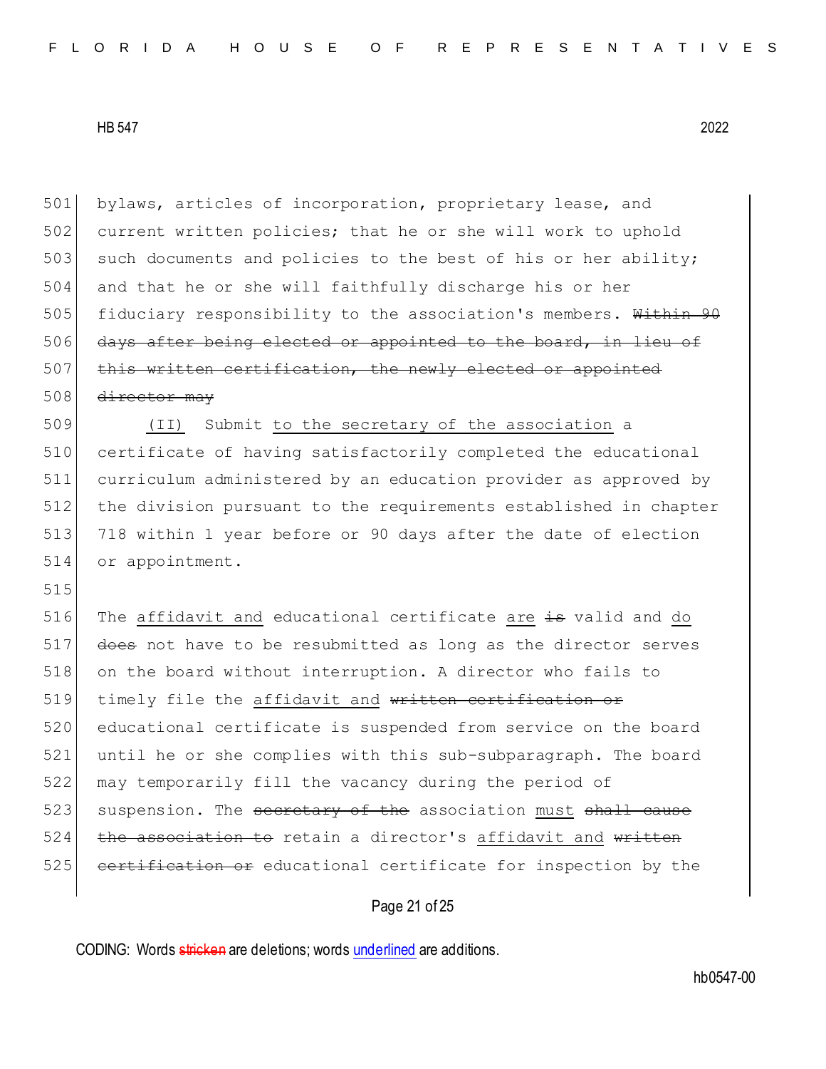501 bylaws, articles of incorporation, proprietary lease, and
502 current written policies; that he or she will work to uphold
503 such documents and policies to the best of his or her ability;
504 and that he or she will faithfully discharge his or her
505 fiduciary responsibility to the association's members. ~~Within 90~~
506 ~~days after being elected or appointed to the board, in lieu of~~
507 ~~this written certification, the newly elected or appointed~~
508 ~~director may~~
509 (II) Submit to the secretary of the association a
510 certificate of having satisfactorily completed the educational
511 curriculum administered by an education provider as approved by
512 the division pursuant to the requirements established in chapter
513 718 within 1 year before or 90 days after the date of election
514 or appointment.
515
516 The affidavit and educational certificate are ~~is~~ valid and do
517 ~~does~~ not have to be resubmitted as long as the director serves
518 on the board without interruption. A director who fails to
519 timely file the affidavit and ~~written certification or~~
520 educational certificate is suspended from service on the board
521 until he or she complies with this sub-subparagraph. The board
522 may temporarily fill the vacancy during the period of
523 suspension. The ~~secretary of the~~ association must ~~shall cause~~
524 ~~the association to~~ retain a director's affidavit and ~~written~~
525 ~~certification or~~ educational certificate for inspection by the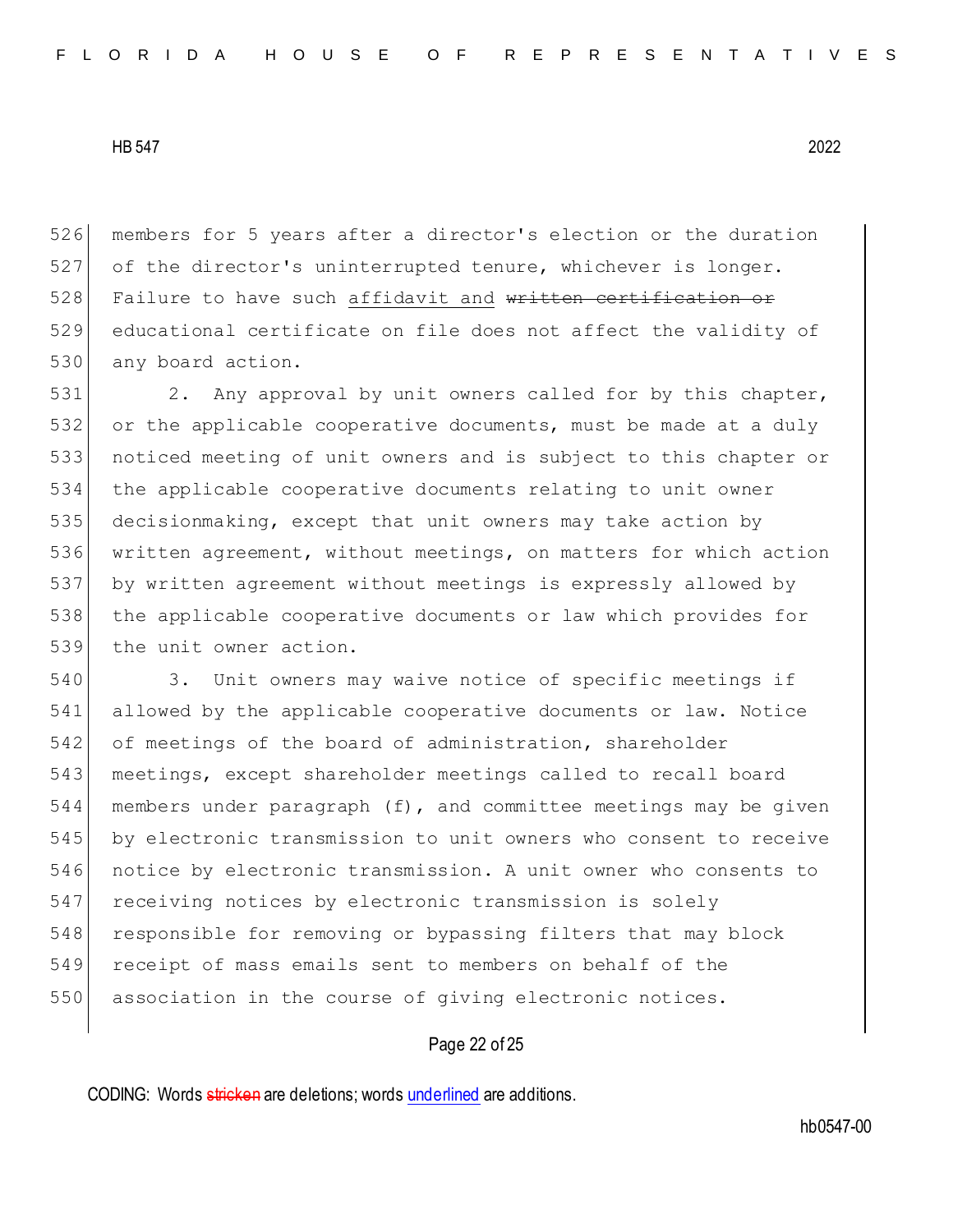members for 5 years after a director's election or the duration of the director's uninterrupted tenure, whichever is longer. Failure to have such <u>affidavit and</u> ~~written certification or~~ educational certificate on file does not affect the validity of any board action.

2. Any approval by unit owners called for by this chapter, or the applicable cooperative documents, must be made at a duly noticed meeting of unit owners and is subject to this chapter or the applicable cooperative documents relating to unit owner decisionmaking, except that unit owners may take action by written agreement, without meetings, on matters for which action by written agreement without meetings is expressly allowed by the applicable cooperative documents or law which provides for the unit owner action.

3. Unit owners may waive notice of specific meetings if allowed by the applicable cooperative documents or law. Notice of meetings of the board of administration, shareholder meetings, except shareholder meetings called to recall board members under paragraph (f), and committee meetings may be given by electronic transmission to unit owners who consent to receive notice by electronic transmission. A unit owner who consents to receiving notices by electronic transmission is solely responsible for removing or bypassing filters that may block receipt of mass emails sent to members on behalf of the association in the course of giving electronic notices.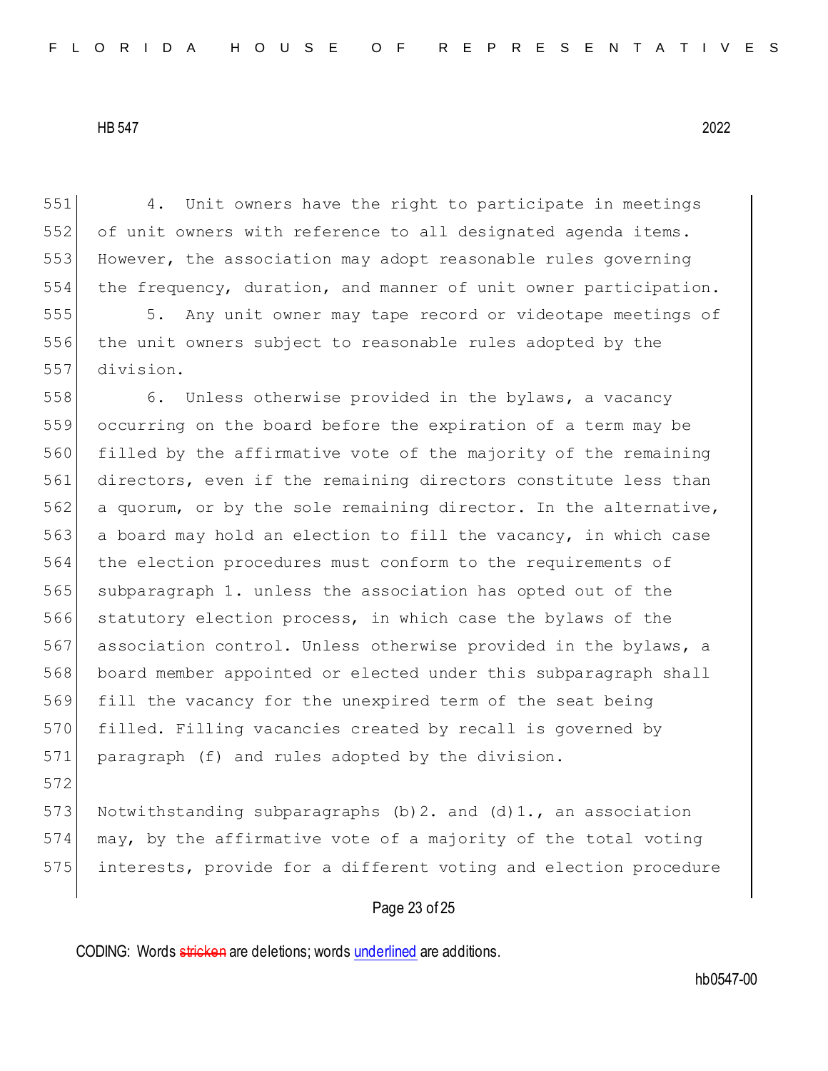4. Unit owners have the right to participate in meetings of unit owners with reference to all designated agenda items. However, the association may adopt reasonable rules governing the frequency, duration, and manner of unit owner participation.

5. Any unit owner may tape record or videotape meetings of the unit owners subject to reasonable rules adopted by the division.

6. Unless otherwise provided in the bylaws, a vacancy occurring on the board before the expiration of a term may be filled by the affirmative vote of the majority of the remaining directors, even if the remaining directors constitute less than a quorum, or by the sole remaining director. In the alternative, a board may hold an election to fill the vacancy, in which case the election procedures must conform to the requirements of subparagraph 1. unless the association has opted out of the statutory election process, in which case the bylaws of the association control. Unless otherwise provided in the bylaws, a board member appointed or elected under this subparagraph shall fill the vacancy for the unexpired term of the seat being filled. Filling vacancies created by recall is governed by paragraph (f) and rules adopted by the division.

Notwithstanding subparagraphs (b)2. and (d)1., an association may, by the affirmative vote of a majority of the total voting interests, provide for a different voting and election procedure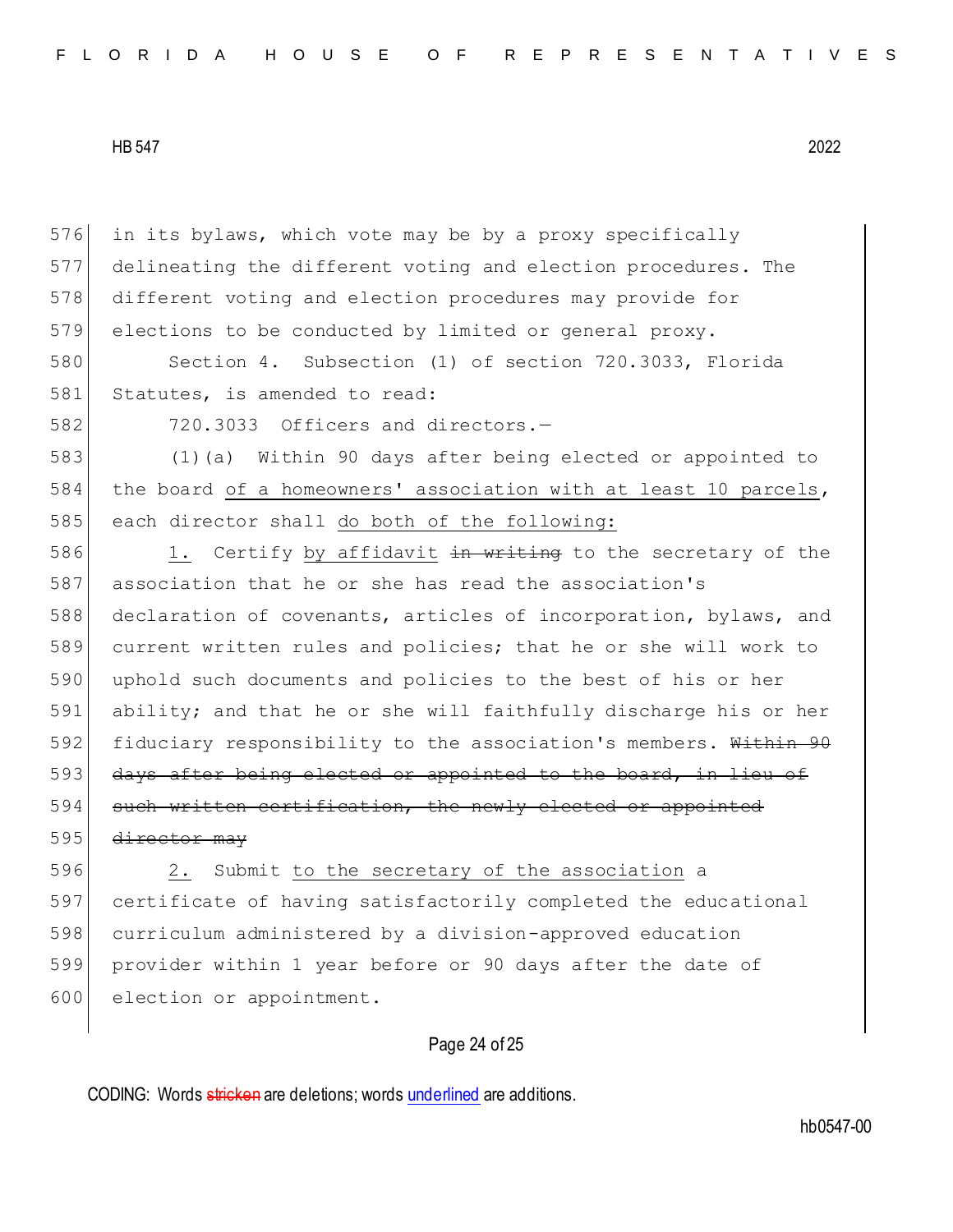in its bylaws, which vote may be by a proxy specifically delineating the different voting and election procedures. The different voting and election procedures may provide for elections to be conducted by limited or general proxy.

Section 4. Subsection (1) of section 720.3033, Florida Statutes, is amended to read:

720.3033 Officers and directors.—

(1)(a) Within 90 days after being elected or appointed to the board of a homeowners' association with at least 10 parcels, each director shall do both of the following:

1. Certify by affidavit ~~in writing~~ to the secretary of the association that he or she has read the association's declaration of covenants, articles of incorporation, bylaws, and current written rules and policies; that he or she will work to uphold such documents and policies to the best of his or her ability; and that he or she will faithfully discharge his or her fiduciary responsibility to the association's members. ~~Within 90 days after being elected or appointed to the board, in lieu of such written certification, the newly elected or appointed director may~~

2. Submit to the secretary of the association a certificate of having satisfactorily completed the educational curriculum administered by a division-approved education provider within 1 year before or 90 days after the date of election or appointment.

CODING: Words ~~stricken~~ are deletions; words underlined are additions.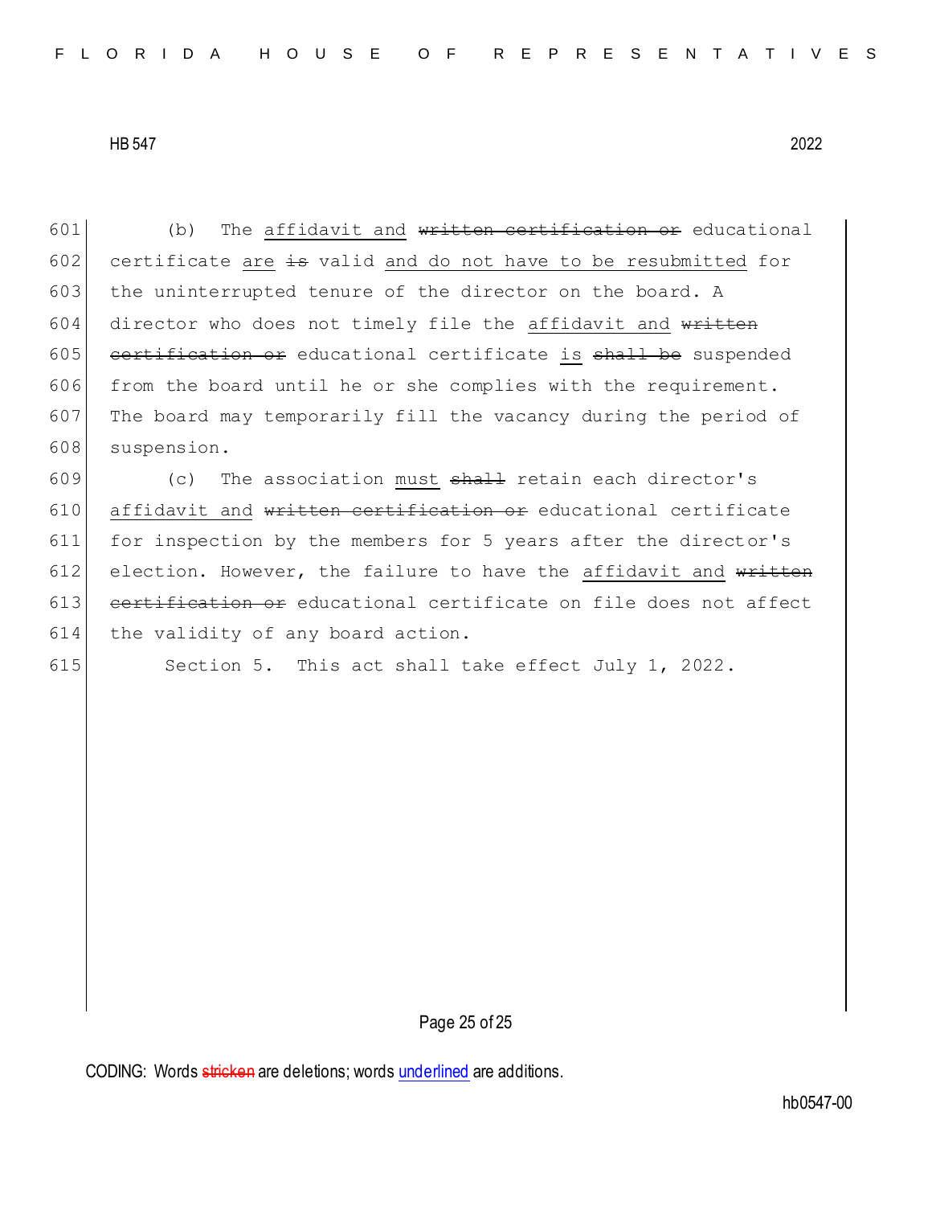(b) The affidavit and ~~written certification or~~ educational certificate are ~~is~~ valid and do not have to be resubmitted for the uninterrupted tenure of the director on the board. A director who does not timely file the affidavit and ~~written certification or~~ educational certificate is ~~shall be~~ suspended from the board until he or she complies with the requirement. The board may temporarily fill the vacancy during the period of suspension.

(c) The association must ~~shall~~ retain each director's affidavit and ~~written certification or~~ educational certificate for inspection by the members for 5 years after the director's election. However, the failure to have the affidavit and ~~written certification or~~ educational certificate on file does not affect the validity of any board action.

Section 5. This act shall take effect July 1, 2022.